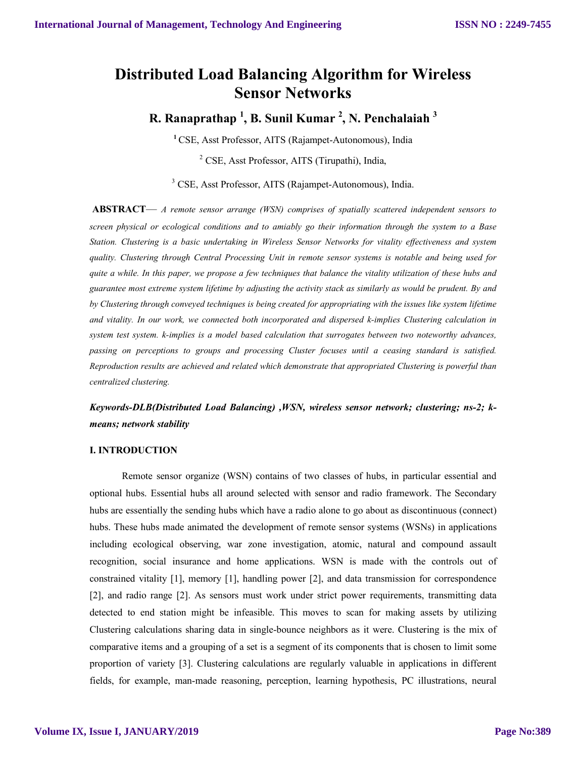# Distributed Load Balancing Algorithm for Wireless Sensor Networks

**R. Ranaprathap [1], B. Sunil Kumar [2], N. Penchalaiah [3]**

[1] CSE, Asst Professor, AITS (Rajampet-Autonomous), India

[2] CSE, Asst Professor, AITS (Tirupathi), India,

[3] CSE, Asst Professor, AITS (Rajampet-Autonomous), India.

**ABSTRACT**— *A remote sensor arrange (WSN) comprises of spatially scattered independent sensors to screen physical or ecological conditions and to amiably go their information through the system to a Base Station. Clustering is a basic undertaking in Wireless Sensor Networks for vitality effectiveness and system quality. Clustering through Central Processing Unit in remote sensor systems is notable and being used for quite a while. In this paper, we propose a few techniques that balance the vitality utilization of these hubs and guarantee most extreme system lifetime by adjusting the activity stack as similarly as would be prudent. By and by Clustering through conveyed techniques is being created for appropriating with the issues like system lifetime and vitality. In our work, we connected both incorporated and dispersed k-implies Clustering calculation in system test system. k-implies is a model based calculation that surrogates between two noteworthy advances, passing on perceptions to groups and processing Cluster focuses until a ceasing standard is satisfied. Reproduction results are achieved and related which demonstrate that appropriated Clustering is powerful than centralized clustering.*

***Keywords-DLB(Distributed Load Balancing) ,WSN, wireless sensor network; clustering; ns-2; k-means; network stability***

## I. INTRODUCTION

Remote sensor organize (WSN) contains of two classes of hubs, in particular essential and optional hubs. Essential hubs all around selected with sensor and radio framework. The Secondary hubs are essentially the sending hubs which have a radio alone to go about as discontinuous (connect) hubs. These hubs made animated the development of remote sensor systems (WSNs) in applications including ecological observing, war zone investigation, atomic, natural and compound assault recognition, social insurance and home applications. WSN is made with the controls out of constrained vitality [1], memory [1], handling power [2], and data transmission for correspondence [2], and radio range [2]. As sensors must work under strict power requirements, transmitting data detected to end station might be infeasible. This moves to scan for making assets by utilizing Clustering calculations sharing data in single-bounce neighbors as it were. Clustering is the mix of comparative items and a grouping of a set is a segment of its components that is chosen to limit some proportion of variety [3]. Clustering calculations are regularly valuable in applications in different fields, for example, man-made reasoning, perception, learning hypothesis, PC illustrations, neural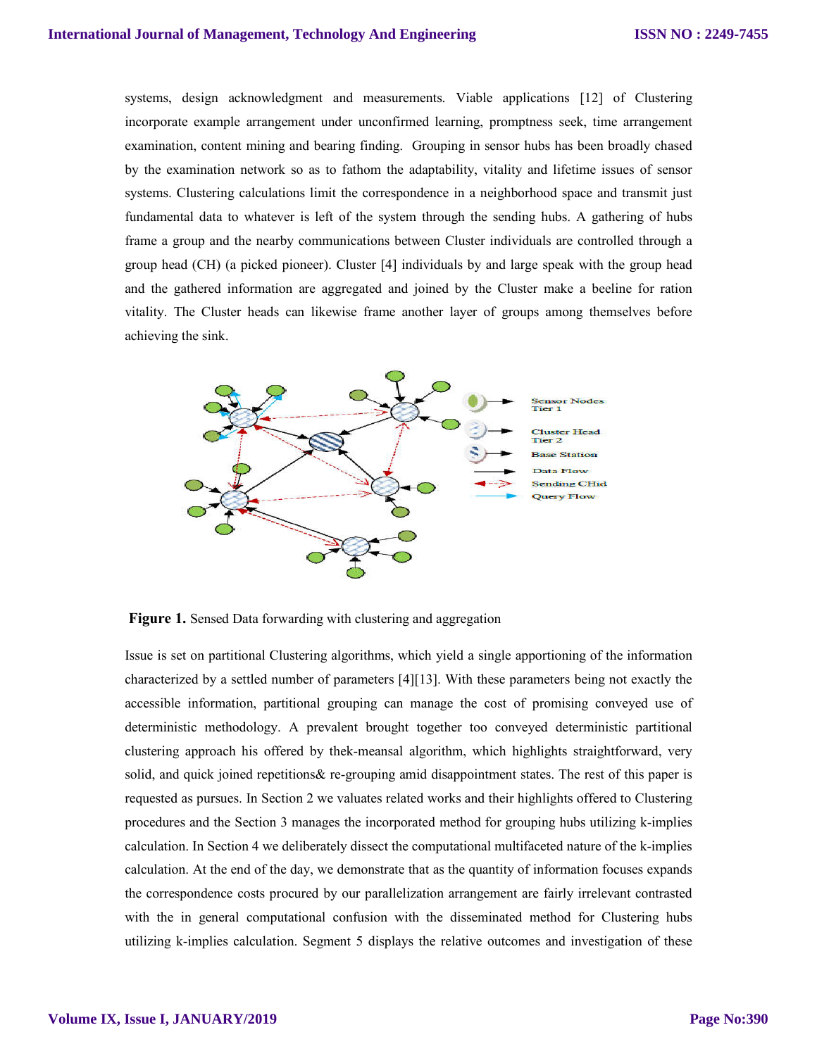systems, design acknowledgment and measurements. Viable applications [12] of Clustering incorporate example arrangement under unconfirmed learning, promptness seek, time arrangement examination, content mining and bearing finding. Grouping in sensor hubs has been broadly chased by the examination network so as to fathom the adaptability, vitality and lifetime issues of sensor systems. Clustering calculations limit the correspondence in a neighborhood space and transmit just fundamental data to whatever is left of the system through the sending hubs. A gathering of hubs frame a group and the nearby communications between Cluster individuals are controlled through a group head (CH) (a picked pioneer). Cluster [4] individuals by and large speak with the group head and the gathered information are aggregated and joined by the Cluster make a beeline for ration vitality. The Cluster heads can likewise frame another layer of groups among themselves before achieving the sink.

**Figure 1.** Sensed Data forwarding with clustering and aggregation

Issue is set on partitional Clustering algorithms, which yield a single apportioning of the information characterized by a settled number of parameters [4][13]. With these parameters being not exactly the accessible information, partitional grouping can manage the cost of promising conveyed use of deterministic methodology. A prevalent brought together too conveyed deterministic partitional clustering approach his offered by thek-meansal algorithm, which highlights straightforward, very solid, and quick joined repetitions& re-grouping amid disappointment states. The rest of this paper is requested as pursues. In Section 2 we valuates related works and their highlights offered to Clustering procedures and the Section 3 manages the incorporated method for grouping hubs utilizing k-implies calculation. In Section 4 we deliberately dissect the computational multifaceted nature of the k-implies calculation. At the end of the day, we demonstrate that as the quantity of information focuses expands the correspondence costs procured by our parallelization arrangement are fairly irrelevant contrasted with the in general computational confusion with the disseminated method for Clustering hubs utilizing k-implies calculation. Segment 5 displays the relative outcomes and investigation of these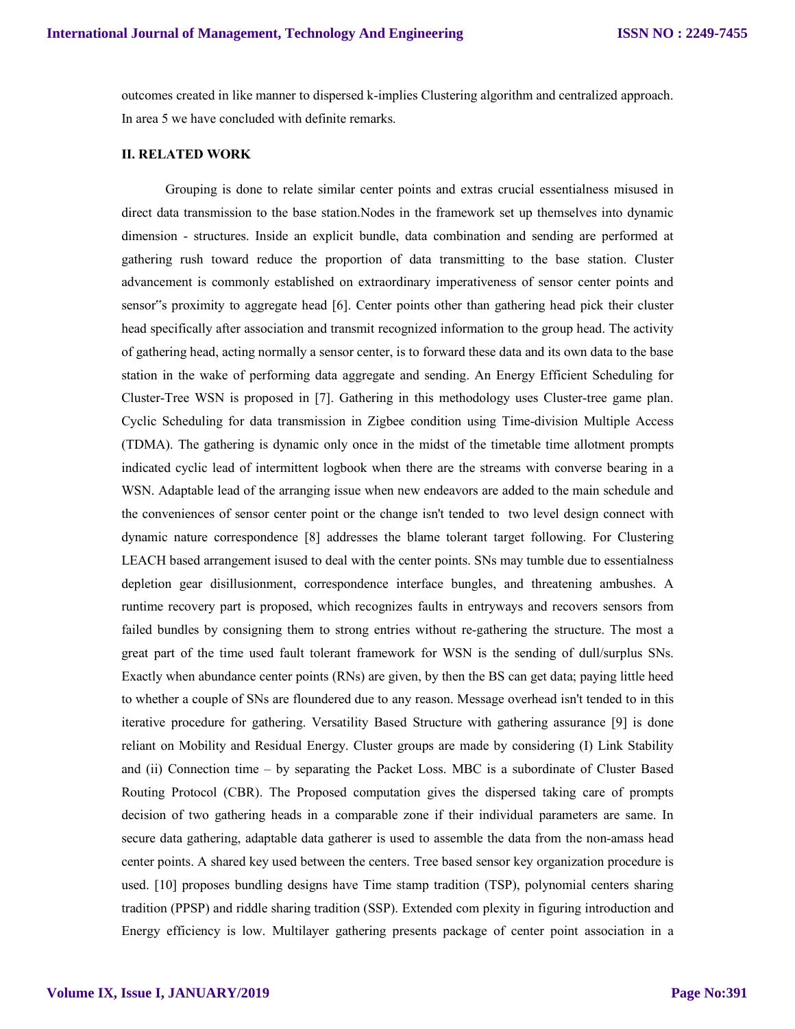outcomes created in like manner to dispersed k-implies Clustering algorithm and centralized approach. In area 5 we have concluded with definite remarks.

## II. RELATED WORK

Grouping is done to relate similar center points and extras crucial essentialness misused in direct data transmission to the base station.Nodes in the framework set up themselves into dynamic dimension - structures. Inside an explicit bundle, data combination and sending are performed at gathering rush toward reduce the proportion of data transmitting to the base station. Cluster advancement is commonly established on extraordinary imperativeness of sensor center points and sensor‟s proximity to aggregate head [6]. Center points other than gathering head pick their cluster head specifically after association and transmit recognized information to the group head. The activity of gathering head, acting normally a sensor center, is to forward these data and its own data to the base station in the wake of performing data aggregate and sending. An Energy Efficient Scheduling for Cluster-Tree WSN is proposed in [7]. Gathering in this methodology uses Cluster-tree game plan. Cyclic Scheduling for data transmission in Zigbee condition using Time-division Multiple Access (TDMA). The gathering is dynamic only once in the midst of the timetable time allotment prompts indicated cyclic lead of intermittent logbook when there are the streams with converse bearing in a WSN. Adaptable lead of the arranging issue when new endeavors are added to the main schedule and the conveniences of sensor center point or the change isn't tended to two level design connect with dynamic nature correspondence [8] addresses the blame tolerant target following. For Clustering LEACH based arrangement isused to deal with the center points. SNs may tumble due to essentialness depletion gear disillusionment, correspondence interface bungles, and threatening ambushes. A runtime recovery part is proposed, which recognizes faults in entryways and recovers sensors from failed bundles by consigning them to strong entries without re-gathering the structure. The most a great part of the time used fault tolerant framework for WSN is the sending of dull/surplus SNs. Exactly when abundance center points (RNs) are given, by then the BS can get data; paying little heed to whether a couple of SNs are floundered due to any reason. Message overhead isn't tended to in this iterative procedure for gathering. Versatility Based Structure with gathering assurance [9] is done reliant on Mobility and Residual Energy. Cluster groups are made by considering (I) Link Stability and (ii) Connection time – by separating the Packet Loss. MBC is a subordinate of Cluster Based Routing Protocol (CBR). The Proposed computation gives the dispersed taking care of prompts decision of two gathering heads in a comparable zone if their individual parameters are same. In secure data gathering, adaptable data gatherer is used to assemble the data from the non-amass head center points. A shared key used between the centers. Tree based sensor key organization procedure is used. [10] proposes bundling designs have Time stamp tradition (TSP), polynomial centers sharing tradition (PPSP) and riddle sharing tradition (SSP). Extended com plexity in figuring introduction and Energy efficiency is low. Multilayer gathering presents package of center point association in a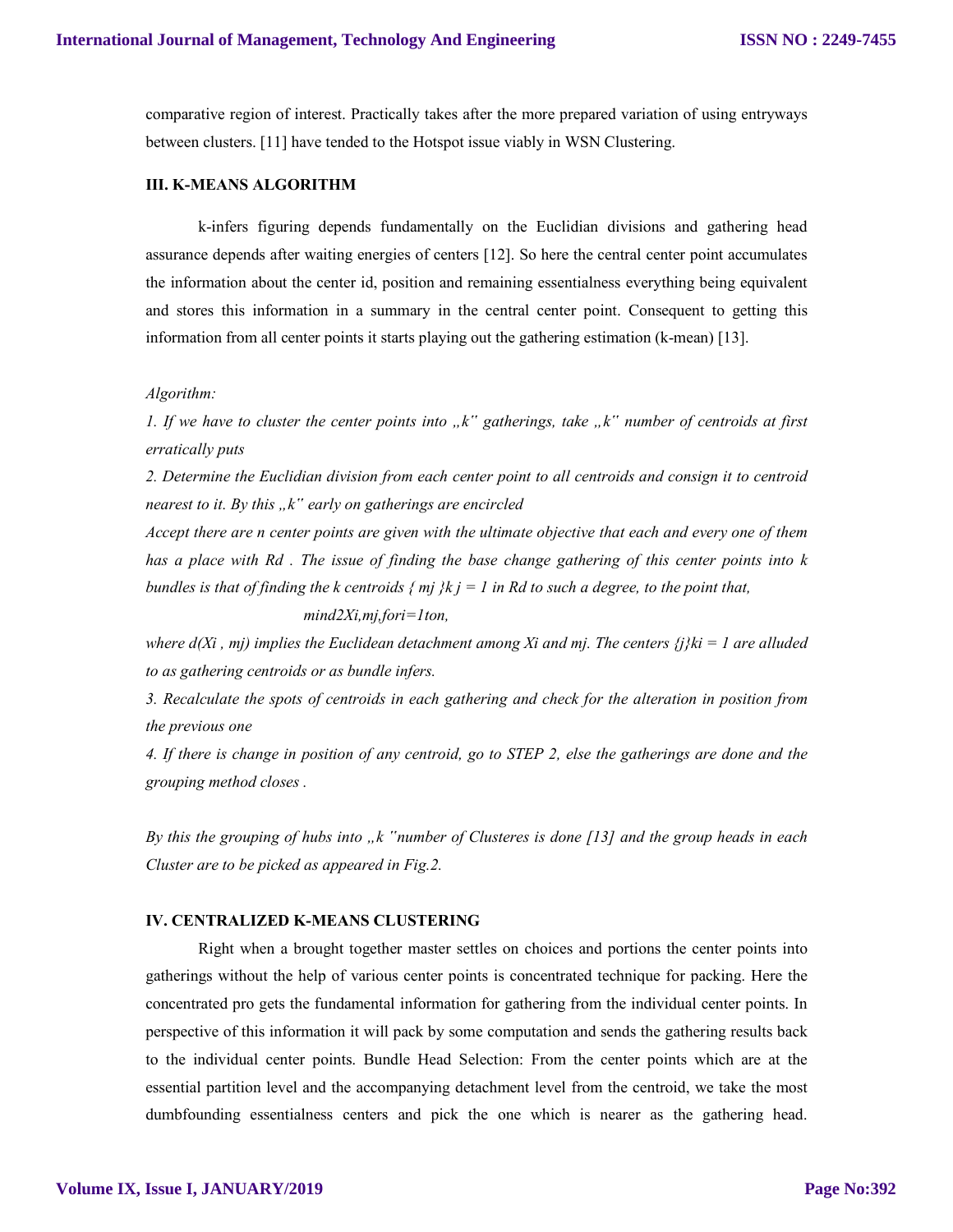comparative region of interest. Practically takes after the more prepared variation of using entryways between clusters. [11] have tended to the Hotspot issue viably in WSN Clustering.

### III. K-MEANS ALGORITHM

k-infers figuring depends fundamentally on the Euclidian divisions and gathering head assurance depends after waiting energies of centers [12]. So here the central center point accumulates the information about the center id, position and remaining essentialness everything being equivalent and stores this information in a summary in the central center point. Consequent to getting this information from all center points it starts playing out the gathering estimation (k-mean) [13].

*Algorithm:*

*1. If we have to cluster the center points into „k" gatherings, take „k" number of centroids at first erratically puts*

*2. Determine the Euclidian division from each center point to all centroids and consign it to centroid nearest to it. By this „k" early on gatherings are encircled*

*Accept there are n center points are given with the ultimate objective that each and every one of them has a place with $R^d$. The issue of finding the base change gathering of this center points into k bundles is that of finding the k centroids $\{ m_j \}_{j=1}^{k}$ in $R^d$ to such a degree, to the point that,*

$$\min d^2(X_i, m_j), \text{ for } i = 1 \text{ to } n,$$

*where $d(X_i, m_j)$ implies the Euclidean detachment among $X_i$ and $m_j$. The centers $\{j\}_{i=1}^{k}$ are alluded to as gathering centroids or as bundle infers.*

*3. Recalculate the spots of centroids in each gathering and check for the alteration in position from the previous one*

*4. If there is change in position of any centroid, go to STEP 2, else the gatherings are done and the grouping method closes .*

*By this the grouping of hubs into „k "number of Clusteres is done [13] and the group heads in each Cluster are to be picked as appeared in Fig.2.*

### IV. CENTRALIZED K-MEANS CLUSTERING

Right when a brought together master settles on choices and portions the center points into gatherings without the help of various center points is concentrated technique for packing. Here the concentrated pro gets the fundamental information for gathering from the individual center points. In perspective of this information it will pack by some computation and sends the gathering results back to the individual center points. Bundle Head Selection: From the center points which are at the essential partition level and the accompanying detachment level from the centroid, we take the most dumbfounding essentialness centers and pick the one which is nearer as the gathering head.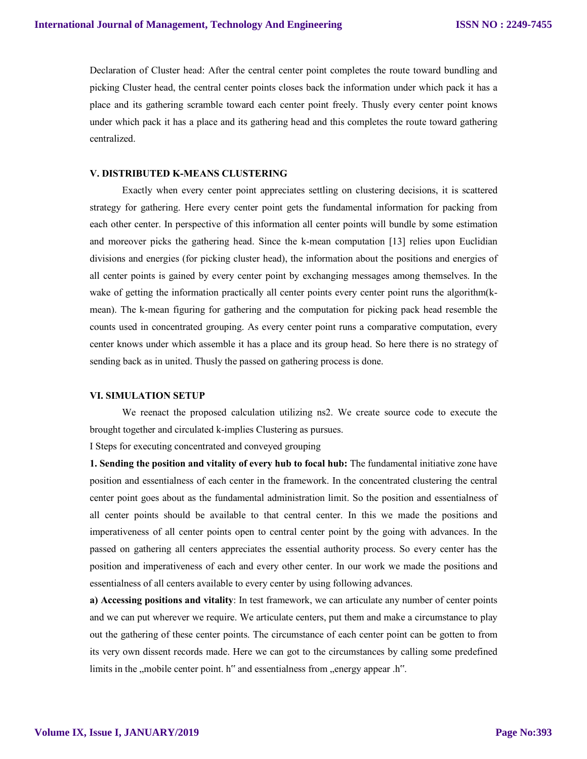Declaration of Cluster head: After the central center point completes the route toward bundling and picking Cluster head, the central center points closes back the information under which pack it has a place and its gathering scramble toward each center point freely. Thusly every center point knows under which pack it has a place and its gathering head and this completes the route toward gathering centralized.

### V. DISTRIBUTED K-MEANS CLUSTERING

Exactly when every center point appreciates settling on clustering decisions, it is scattered strategy for gathering. Here every center point gets the fundamental information for packing from each other center. In perspective of this information all center points will bundle by some estimation and moreover picks the gathering head. Since the k-mean computation [13] relies upon Euclidian divisions and energies (for picking cluster head), the information about the positions and energies of all center points is gained by every center point by exchanging messages among themselves. In the wake of getting the information practically all center points every center point runs the algorithm(k-mean). The k-mean figuring for gathering and the computation for picking pack head resemble the counts used in concentrated grouping. As every center point runs a comparative computation, every center knows under which assemble it has a place and its group head. So here there is no strategy of sending back as in united. Thusly the passed on gathering process is done.

### VI. SIMULATION SETUP

We reenact the proposed calculation utilizing ns2. We create source code to execute the brought together and circulated k-implies Clustering as pursues.

I Steps for executing concentrated and conveyed grouping

**1. Sending the position and vitality of every hub to focal hub:** The fundamental initiative zone have position and essentialness of each center in the framework. In the concentrated clustering the central center point goes about as the fundamental administration limit. So the position and essentialness of all center points should be available to that central center. In this we made the positions and imperativeness of all center points open to central center point by the going with advances. In the passed on gathering all centers appreciates the essential authority process. So every center has the position and imperativeness of each and every other center. In our work we made the positions and essentialness of all centers available to every center by using following advances.

**a) Accessing positions and vitality**: In test framework, we can articulate any number of center points and we can put wherever we require. We articulate centers, put them and make a circumstance to play out the gathering of these center points. The circumstance of each center point can be gotten to from its very own dissent records made. Here we can got to the circumstances by calling some predefined limits in the „mobile center point. h" and essentialness from „energy appear .h".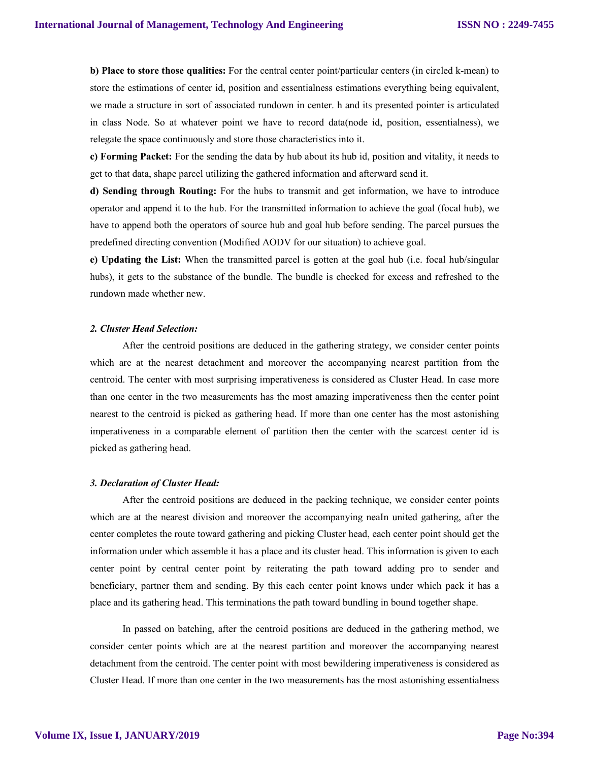**b) Place to store those qualities:** For the central center point/particular centers (in circled k-mean) to store the estimations of center id, position and essentialness estimations everything being equivalent, we made a structure in sort of associated rundown in center. h and its presented pointer is articulated in class Node. So at whatever point we have to record data(node id, position, essentialness), we relegate the space continuously and store those characteristics into it.

**c) Forming Packet:** For the sending the data by hub about its hub id, position and vitality, it needs to get to that data, shape parcel utilizing the gathered information and afterward send it.

**d) Sending through Routing:** For the hubs to transmit and get information, we have to introduce operator and append it to the hub. For the transmitted information to achieve the goal (focal hub), we have to append both the operators of source hub and goal hub before sending. The parcel pursues the predefined directing convention (Modified AODV for our situation) to achieve goal.

**e) Updating the List:** When the transmitted parcel is gotten at the goal hub (i.e. focal hub/singular hubs), it gets to the substance of the bundle. The bundle is checked for excess and refreshed to the rundown made whether new.

### *2. Cluster Head Selection:*

After the centroid positions are deduced in the gathering strategy, we consider center points which are at the nearest detachment and moreover the accompanying nearest partition from the centroid. The center with most surprising imperativeness is considered as Cluster Head. In case more than one center in the two measurements has the most amazing imperativeness then the center point nearest to the centroid is picked as gathering head. If more than one center has the most astonishing imperativeness in a comparable element of partition then the center with the scarcest center id is picked as gathering head.

### *3. Declaration of Cluster Head:*

After the centroid positions are deduced in the packing technique, we consider center points which are at the nearest division and moreover the accompanying neaIn united gathering, after the center completes the route toward gathering and picking Cluster head, each center point should get the information under which assemble it has a place and its cluster head. This information is given to each center point by central center point by reiterating the path toward adding pro to sender and beneficiary, partner them and sending. By this each center point knows under which pack it has a place and its gathering head. This terminations the path toward bundling in bound together shape.

In passed on batching, after the centroid positions are deduced in the gathering method, we consider center points which are at the nearest partition and moreover the accompanying nearest detachment from the centroid. The center point with most bewildering imperativeness is considered as Cluster Head. If more than one center in the two measurements has the most astonishing essentialness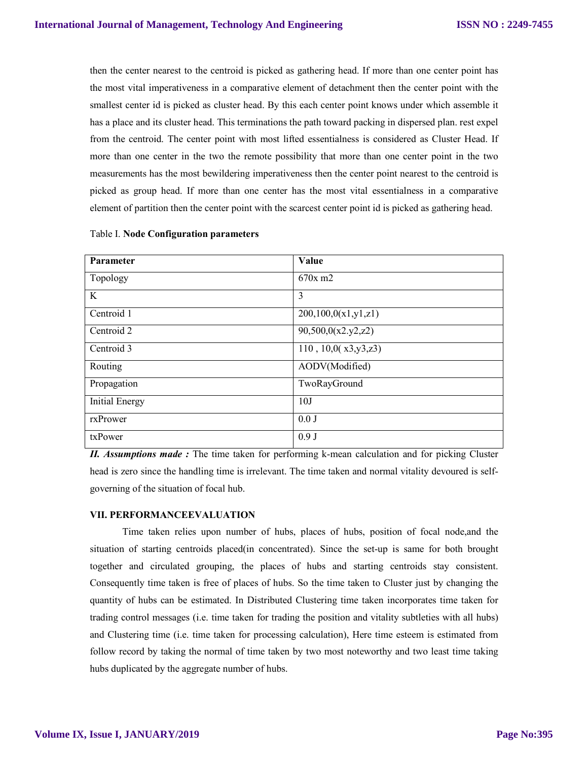then the center nearest to the centroid is picked as gathering head. If more than one center point has the most vital imperativeness in a comparative element of detachment then the center point with the smallest center id is picked as cluster head. By this each center point knows under which assemble it has a place and its cluster head. This terminations the path toward packing in dispersed plan. rest expel from the centroid. The center point with most lifted essentialness is considered as Cluster Head. If more than one center in the two the remote possibility that more than one center point in the two measurements has the most bewildering imperativeness then the center point nearest to the centroid is picked as group head. If more than one center has the most vital essentialness in a comparative element of partition then the center point with the scarcest center point id is picked as gathering head.

Table I. **Node Configuration parameters**

| **Parameter** | **Value** |
|---|---|
| Topology | 670x m2 |
| K | 3 |
| Centroid 1 | 200,100,0(x1,y1,z1) |
| Centroid 2 | 90,500,0(x2.y2,z2) |
| Centroid 3 | 110 , 10,0( x3,y3,z3) |
| Routing | AODV(Modified) |
| Propagation | TwoRayGround |
| Initial Energy | 10J |
| rxPrower | 0.0 J |
| txPower | 0.9 J |

***II. Assumptions made :*** The time taken for performing k-mean calculation and for picking Cluster head is zero since the handling time is irrelevant. The time taken and normal vitality devoured is self-governing of the situation of focal hub.

### VII. PERFORMANCEEVALUATION

Time taken relies upon number of hubs, places of hubs, position of focal node,and the situation of starting centroids placed(in concentrated). Since the set-up is same for both brought together and circulated grouping, the places of hubs and starting centroids stay consistent. Consequently time taken is free of places of hubs. So the time taken to Cluster just by changing the quantity of hubs can be estimated. In Distributed Clustering time taken incorporates time taken for trading control messages (i.e. time taken for trading the position and vitality subtleties with all hubs) and Clustering time (i.e. time taken for processing calculation), Here time esteem is estimated from follow record by taking the normal of time taken by two most noteworthy and two least time taking hubs duplicated by the aggregate number of hubs.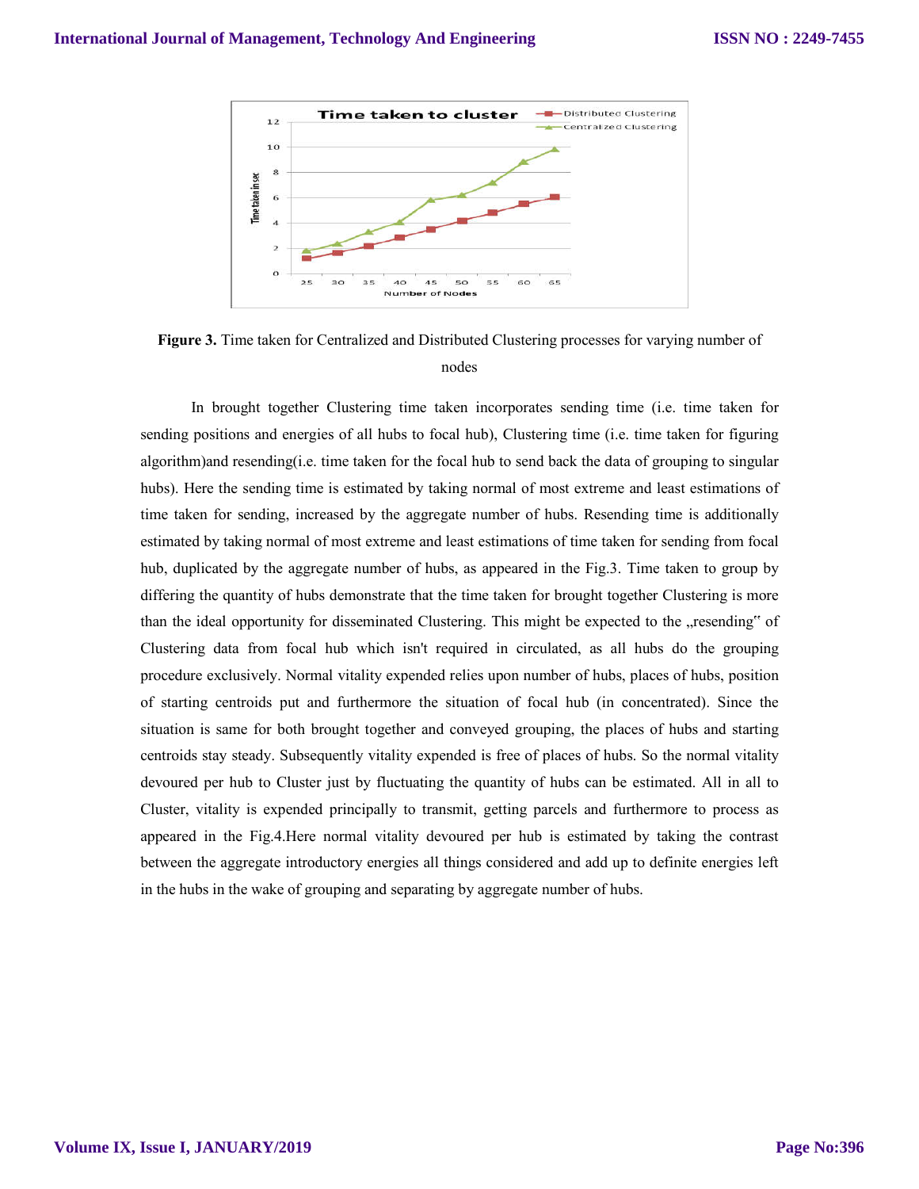**Figure 3.** Time taken for Centralized and Distributed Clustering processes for varying number of nodes

In brought together Clustering time taken incorporates sending time (i.e. time taken for sending positions and energies of all hubs to focal hub), Clustering time (i.e. time taken for figuring algorithm)and resending(i.e. time taken for the focal hub to send back the data of grouping to singular hubs). Here the sending time is estimated by taking normal of most extreme and least estimations of time taken for sending, increased by the aggregate number of hubs. Resending time is additionally estimated by taking normal of most extreme and least estimations of time taken for sending from focal hub, duplicated by the aggregate number of hubs, as appeared in the Fig.3. Time taken to group by differing the quantity of hubs demonstrate that the time taken for brought together Clustering is more than the ideal opportunity for disseminated Clustering. This might be expected to the „resending" of Clustering data from focal hub which isn't required in circulated, as all hubs do the grouping procedure exclusively. Normal vitality expended relies upon number of hubs, places of hubs, position of starting centroids put and furthermore the situation of focal hub (in concentrated). Since the situation is same for both brought together and conveyed grouping, the places of hubs and starting centroids stay steady. Subsequently vitality expended is free of places of hubs. So the normal vitality devoured per hub to Cluster just by fluctuating the quantity of hubs can be estimated. All in all to Cluster, vitality is expended principally to transmit, getting parcels and furthermore to process as appeared in the Fig.4.Here normal vitality devoured per hub is estimated by taking the contrast between the aggregate introductory energies all things considered and add up to definite energies left in the hubs in the wake of grouping and separating by aggregate number of hubs.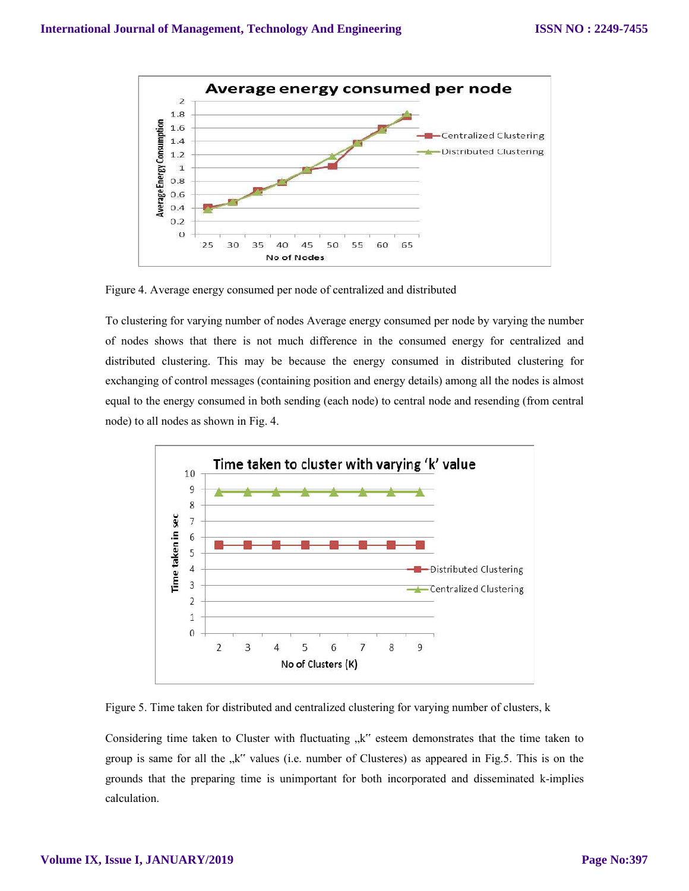Figure 4. Average energy consumed per node of centralized and distributed

To clustering for varying number of nodes Average energy consumed per node by varying the number of nodes shows that there is not much difference in the consumed energy for centralized and distributed clustering. This may be because the energy consumed in distributed clustering for exchanging of control messages (containing position and energy details) among all the nodes is almost equal to the energy consumed in both sending (each node) to central node and resending (from central node) to all nodes as shown in Fig. 4.

Figure 5. Time taken for distributed and centralized clustering for varying number of clusters, k

Considering time taken to Cluster with fluctuating „k" esteem demonstrates that the time taken to group is same for all the „k" values (i.e. number of Clusteres) as appeared in Fig.5. This is on the grounds that the preparing time is unimportant for both incorporated and disseminated k-implies calculation.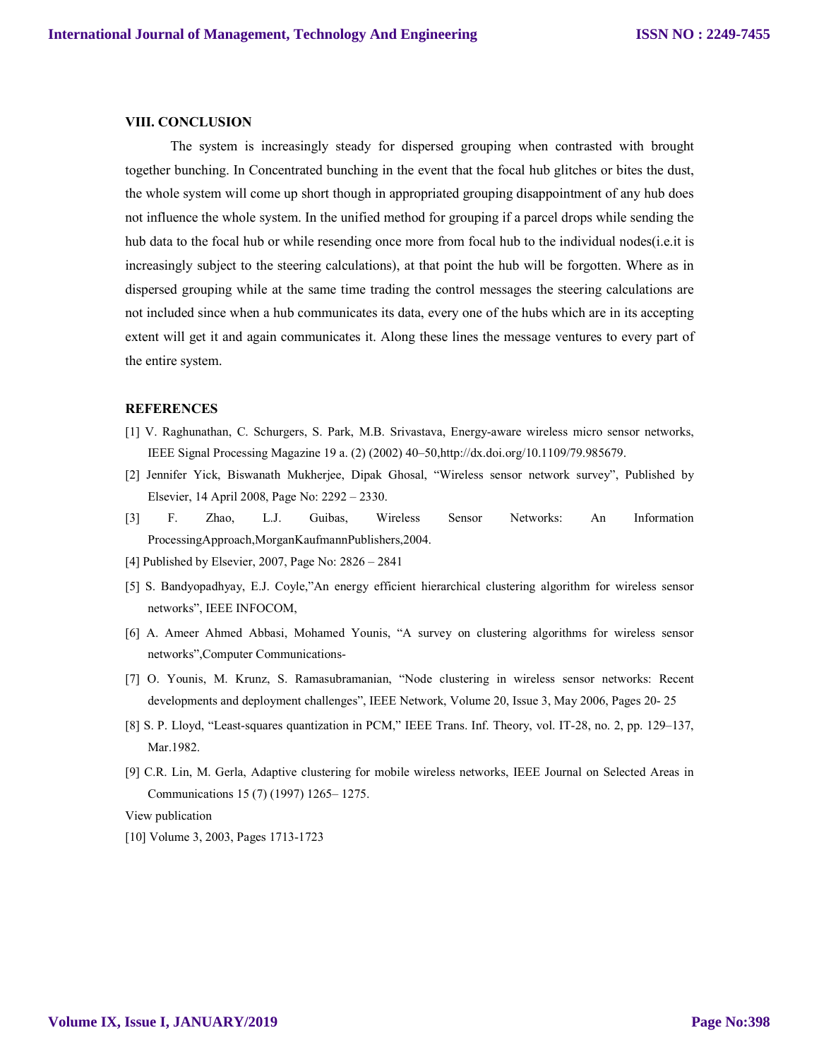## VIII. CONCLUSION

The system is increasingly steady for dispersed grouping when contrasted with brought together bunching. In Concentrated bunching in the event that the focal hub glitches or bites the dust, the whole system will come up short though in appropriated grouping disappointment of any hub does not influence the whole system. In the unified method for grouping if a parcel drops while sending the hub data to the focal hub or while resending once more from focal hub to the individual nodes(i.e.it is increasingly subject to the steering calculations), at that point the hub will be forgotten. Where as in dispersed grouping while at the same time trading the control messages the steering calculations are not included since when a hub communicates its data, every one of the hubs which are in its accepting extent will get it and again communicates it. Along these lines the message ventures to every part of the entire system.

## REFERENCES

[1] V. Raghunathan, C. Schurgers, S. Park, M.B. Srivastava, Energy-aware wireless micro sensor networks, IEEE Signal Processing Magazine 19 a. (2) (2002) 40–50,http://dx.doi.org/10.1109/79.985679.

[2] Jennifer Yick, Biswanath Mukherjee, Dipak Ghosal, "Wireless sensor network survey", Published by Elsevier, 14 April 2008, Page No: 2292 – 2330.

[3] F. Zhao, L.J. Guibas, Wireless Sensor Networks: An Information ProcessingApproach,MorganKaufmannPublishers,2004.

[4] Published by Elsevier, 2007, Page No: 2826 – 2841

[5] S. Bandyopadhyay, E.J. Coyle,"An energy efficient hierarchical clustering algorithm for wireless sensor networks", IEEE INFOCOM,

[6] A. Ameer Ahmed Abbasi, Mohamed Younis, "A survey on clustering algorithms for wireless sensor networks",Computer Communications-

[7] O. Younis, M. Krunz, S. Ramasubramanian, "Node clustering in wireless sensor networks: Recent developments and deployment challenges", IEEE Network, Volume 20, Issue 3, May 2006, Pages 20- 25

[8] S. P. Lloyd, "Least-squares quantization in PCM," IEEE Trans. Inf. Theory, vol. IT-28, no. 2, pp. 129–137, Mar.1982.

[9] C.R. Lin, M. Gerla, Adaptive clustering for mobile wireless networks, IEEE Journal on Selected Areas in Communications 15 (7) (1997) 1265– 1275.

View publication

[10] Volume 3, 2003, Pages 1713-1723